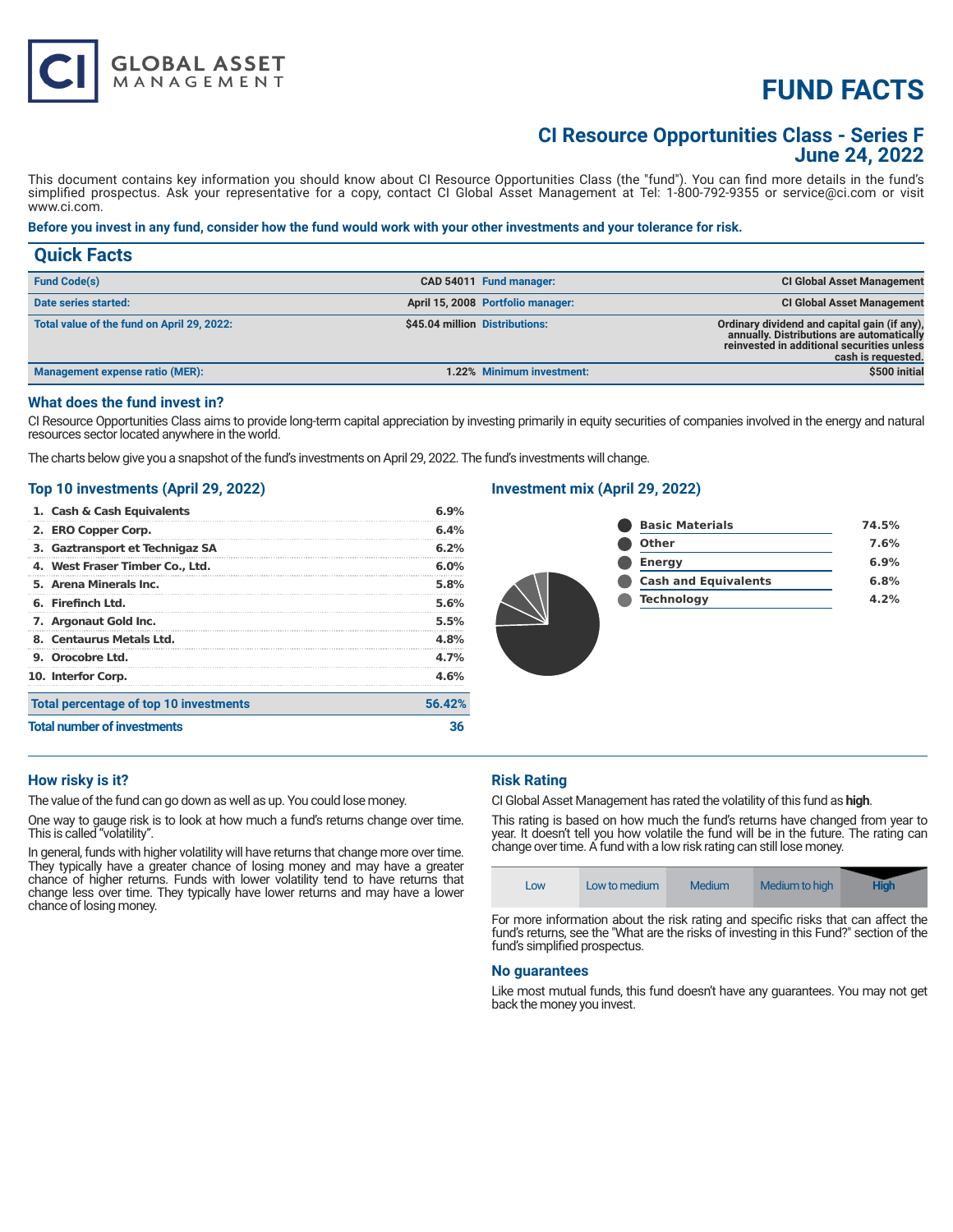# FUND FACTS

## CI Resource Opportunities Class - Series F
## June 24, 2022

This document contains key information you should know about CI Resource Opportunities Class (the "fund"). You can find more details in the fund's simplified prospectus. Ask your representative for a copy, contact CI Global Asset Management at Tel: 1-800-792-9355 or service@ci.com or visit www.ci.com.

**Before you invest in any fund, consider how the fund would work with your other investments and your tolerance for risk.**

## Quick Facts

| | | | |
|---|---|---|---|
| **Fund Code(s)** | **CAD 54011** | **Fund manager:** | **CI Global Asset Management** |
| **Date series started:** | **April 15, 2008** | **Portfolio manager:** | **CI Global Asset Management** |
| **Total value of the fund on April 29, 2022:** | **$45.04 million** | **Distributions:** | **Ordinary dividend and capital gain (if any), annually. Distributions are automatically reinvested in additional securities unless cash is requested.** |
| **Management expense ratio (MER):** | **1.22%** | **Minimum investment:** | **$500 initial** |

### What does the fund invest in?

CI Resource Opportunities Class aims to provide long-term capital appreciation by investing primarily in equity securities of companies involved in the energy and natural resources sector located anywhere in the world.

The charts below give you a snapshot of the fund's investments on April 29, 2022. The fund's investments will change.

### Top 10 investments (April 29, 2022)

| | |
|---|---|
| 1. Cash & Cash Equivalents | 6.9% |
| 2. ERO Copper Corp. | 6.4% |
| 3. Gaztransport et Technigaz SA | 6.2% |
| 4. West Fraser Timber Co., Ltd. | 6.0% |
| 5. Arena Minerals Inc. | 5.8% |
| 6. Firefinch Ltd. | 5.6% |
| 7. Argonaut Gold Inc. | 5.5% |
| 8. Centaurus Metals Ltd. | 4.8% |
| 9. Orocobre Ltd. | 4.7% |
| 10. Interfor Corp. | 4.6% |
| **Total percentage of top 10 investments** | **56.42%** |
| **Total number of investments** | **36** |

### Investment mix (April 29, 2022)

| | |
|---|---|
| Basic Materials | 74.5% |
| Other | 7.6% |
| Energy | 6.9% |
| Cash and Equivalents | 6.8% |
| Technology | 4.2% |

### How risky is it?

The value of the fund can go down as well as up. You could lose money.

One way to gauge risk is to look at how much a fund's returns change over time. This is called "volatility".

In general, funds with higher volatility will have returns that change more over time. They typically have a greater chance of losing money and may have a greater chance of higher returns. Funds with lower volatility tend to have returns that change less over time. They typically have lower returns and may have a lower chance of losing money.

### Risk Rating

CI Global Asset Management has rated the volatility of this fund as **high**.

This rating is based on how much the fund's returns have changed from year to year. It doesn't tell you how volatile the fund will be in the future. The rating can change over time. A fund with a low risk rating can still lose money.

| Low | Low to medium | Medium | Medium to high | **High** |
|---|---|---|---|---|

For more information about the risk rating and specific risks that can affect the fund's returns, see the "What are the risks of investing in this Fund?" section of the fund's simplified prospectus.

### No guarantees

Like most mutual funds, this fund doesn't have any guarantees. You may not get back the money you invest.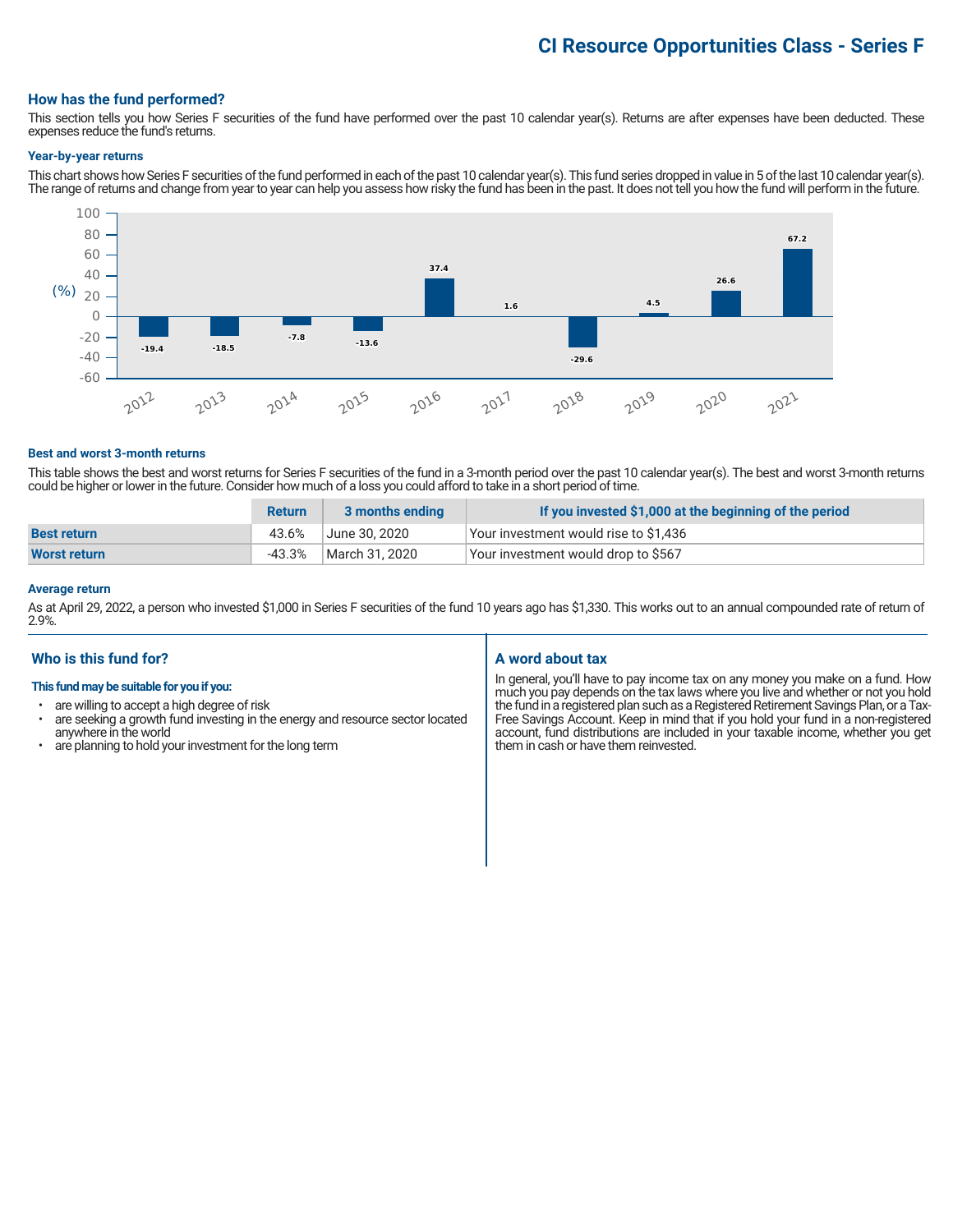# CI Resource Opportunities Class - Series F

## How has the fund performed?

This section tells you how Series F securities of the fund have performed over the past 10 calendar year(s). Returns are after expenses have been deducted. These expenses reduce the fund's returns.

### Year-by-year returns

This chart shows how Series F securities of the fund performed in each of the past 10 calendar year(s). This fund series dropped in value in 5 of the last 10 calendar year(s). The range of returns and change from year to year can help you assess how risky the fund has been in the past. It does not tell you how the fund will perform in the future.

| Year | Return (%) |
|---|---|
| 2012 | -19.4 |
| 2013 | -18.5 |
| 2014 | -7.8 |
| 2015 | -13.6 |
| 2016 | 37.4 |
| 2017 | 1.6 |
| 2018 | -29.6 |
| 2019 | 4.5 |
| 2020 | 26.6 |
| 2021 | 67.2 |

### Best and worst 3-month returns

This table shows the best and worst returns for Series F securities of the fund in a 3-month period over the past 10 calendar year(s). The best and worst 3-month returns could be higher or lower in the future. Consider how much of a loss you could afford to take in a short period of time.

| | Return | 3 months ending | If you invested $1,000 at the beginning of the period |
|---|---|---|---|
| **Best return** | 43.6% | June 30, 2020 | Your investment would rise to $1,436 |
| **Worst return** | -43.3% | March 31, 2020 | Your investment would drop to $567 |

### Average return

As at April 29, 2022, a person who invested $1,000 in Series F securities of the fund 10 years ago has $1,330. This works out to an annual compounded rate of return of 2.9%.

## Who is this fund for?

**This fund may be suitable for you if you:**

- are willing to accept a high degree of risk
- are seeking a growth fund investing in the energy and resource sector located anywhere in the world
- are planning to hold your investment for the long term

## A word about tax

In general, you'll have to pay income tax on any money you make on a fund. How much you pay depends on the tax laws where you live and whether or not you hold the fund in a registered plan such as a Registered Retirement Savings Plan, or a Tax-Free Savings Account. Keep in mind that if you hold your fund in a non-registered account, fund distributions are included in your taxable income, whether you get them in cash or have them reinvested.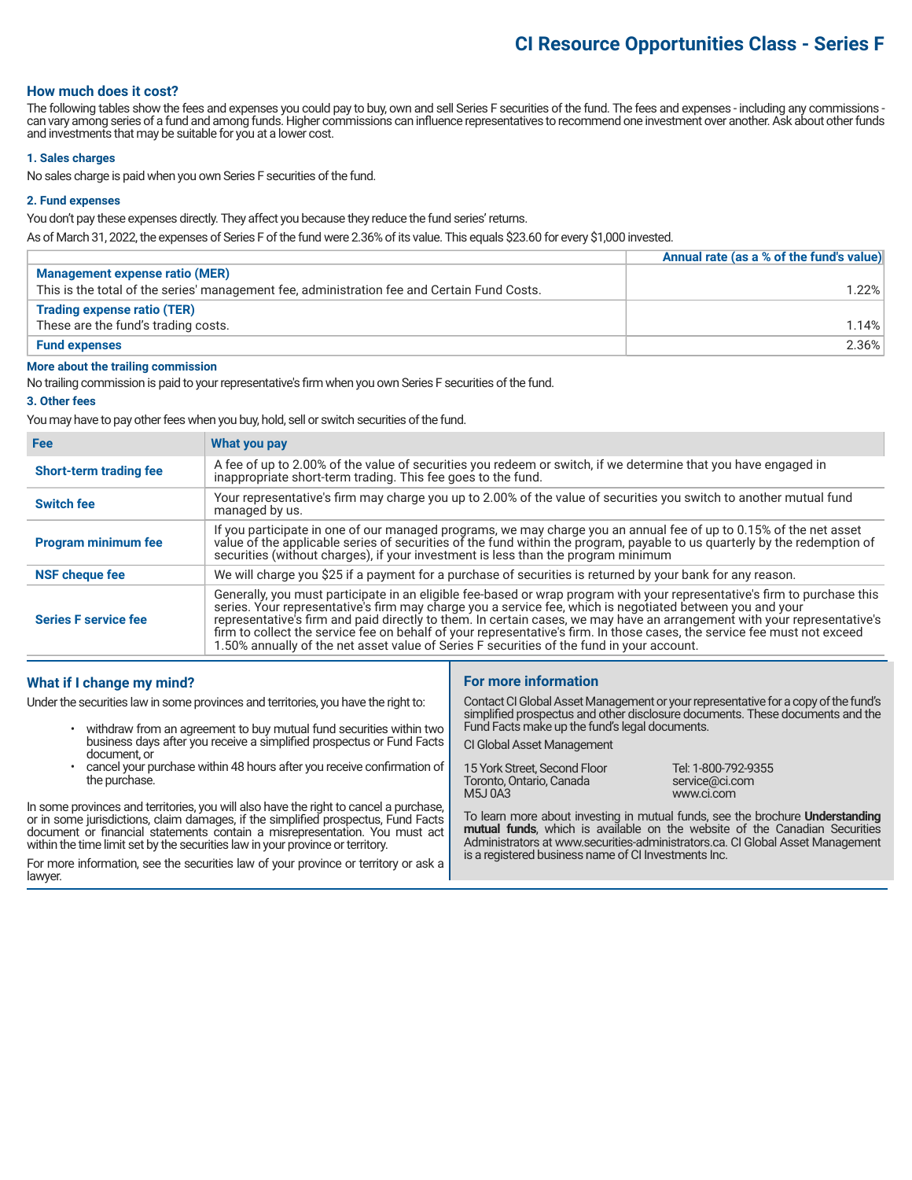# CI Resource Opportunities Class - Series F

## How much does it cost?

The following tables show the fees and expenses you could pay to buy, own and sell Series F securities of the fund. The fees and expenses - including any commissions - can vary among series of a fund and among funds. Higher commissions can influence representatives to recommend one investment over another. Ask about other funds and investments that may be suitable for you at a lower cost.

### 1. Sales charges

No sales charge is paid when you own Series F securities of the fund.

### 2. Fund expenses

You don't pay these expenses directly. They affect you because they reduce the fund series' returns.

As of March 31, 2022, the expenses of Series F of the fund were 2.36% of its value. This equals $23.60 for every $1,000 invested.

| | Annual rate (as a % of the fund's value) |
|---|---|
| **Management expense ratio (MER)**<br>This is the total of the series' management fee, administration fee and Certain Fund Costs. | 1.22% |
| **Trading expense ratio (TER)**<br>These are the fund's trading costs. | 1.14% |
| **Fund expenses** | 2.36% |

#### More about the trailing commission

No trailing commission is paid to your representative's firm when you own Series F securities of the fund.

### 3. Other fees

You may have to pay other fees when you buy, hold, sell or switch securities of the fund.

| Fee | What you pay |
|---|---|
| **Short-term trading fee** | A fee of up to 2.00% of the value of securities you redeem or switch, if we determine that you have engaged in inappropriate short-term trading. This fee goes to the fund. |
| **Switch fee** | Your representative's firm may charge you up to 2.00% of the value of securities you switch to another mutual fund managed by us. |
| **Program minimum fee** | If you participate in one of our managed programs, we may charge you an annual fee of up to 0.15% of the net asset value of the applicable series of securities of the fund within the program, payable to us quarterly by the redemption of securities (without charges), if your investment is less than the program minimum |
| **NSF cheque fee** | We will charge you $25 if a payment for a purchase of securities is returned by your bank for any reason. |
| **Series F service fee** | Generally, you must participate in an eligible fee-based or wrap program with your representative's firm to purchase this series. Your representative's firm may charge you a service fee, which is negotiated between you and your representative's firm and paid directly to them. In certain cases, we may have an arrangement with your representative's firm to collect the service fee on behalf of your representative's firm. In those cases, the service fee must not exceed 1.50% annually of the net asset value of Series F securities of the fund in your account. |

## What if I change my mind?

Under the securities law in some provinces and territories, you have the right to:

- withdraw from an agreement to buy mutual fund securities within two business days after you receive a simplified prospectus or Fund Facts document, or
- cancel your purchase within 48 hours after you receive confirmation of the purchase.

In some provinces and territories, you will also have the right to cancel a purchase, or in some jurisdictions, claim damages, if the simplified prospectus, Fund Facts document or financial statements contain a misrepresentation. You must act within the time limit set by the securities law in your province or territory.

For more information, see the securities law of your province or territory or ask a lawyer.

## For more information

Contact CI Global Asset Management or your representative for a copy of the fund's simplified prospectus and other disclosure documents. These documents and the Fund Facts make up the fund's legal documents.

CI Global Asset Management

15 York Street, Second Floor
Toronto, Ontario, Canada
M5J 0A3

Tel: 1-800-792-9355
service@ci.com
www.ci.com

To learn more about investing in mutual funds, see the brochure **Understanding mutual funds**, which is available on the website of the Canadian Securities Administrators at www.securities-administrators.ca. CI Global Asset Management is a registered business name of CI Investments Inc.